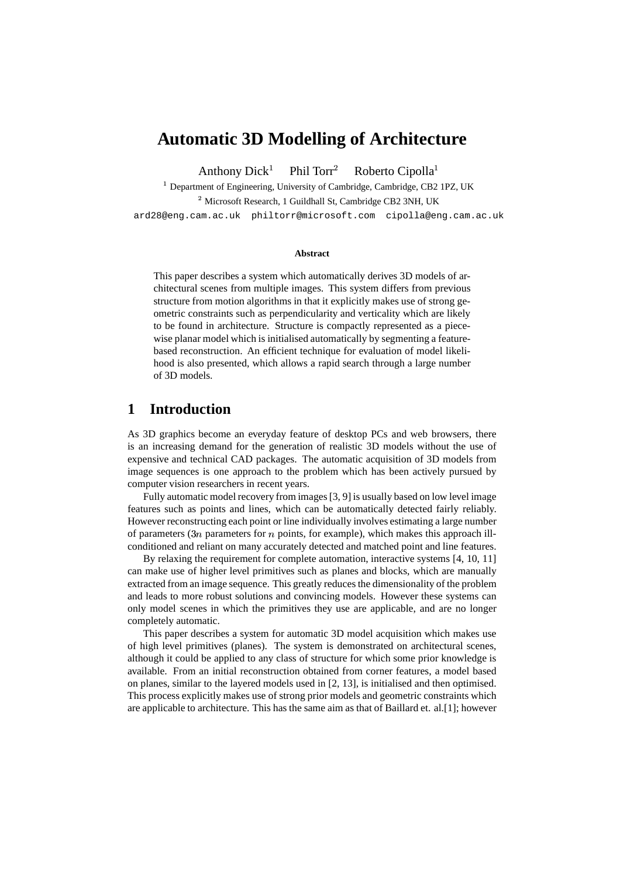# Automatic 3D Modelling of Architecture

Anthony Dick[1] Phil Torr[2] Roberto Cipolla[1]

[1] Department of Engineering, University of Cambridge, Cambridge, CB2 1PZ, UK

[2] Microsoft Research, 1 Guildhall St, Cambridge CB2 3NH, UK

ard28@eng.cam.ac.uk philtorr@microsoft.com cipolla@eng.cam.ac.uk

**Abstract**

This paper describes a system which automatically derives 3D models of architectural scenes from multiple images. This system differs from previous structure from motion algorithms in that it explicitly makes use of strong geometric constraints such as perpendicularity and verticality which are likely to be found in architecture. Structure is compactly represented as a piecewise planar model which is initialised automatically by segmenting a feature-based reconstruction. An efficient technique for evaluation of model likelihood is also presented, which allows a rapid search through a large number of 3D models.

## 1 Introduction

As 3D graphics become an everyday feature of desktop PCs and web browsers, there is an increasing demand for the generation of realistic 3D models without the use of expensive and technical CAD packages. The automatic acquisition of 3D models from image sequences is one approach to the problem which has been actively pursued by computer vision researchers in recent years.

Fully automatic model recovery from images [3, 9] is usually based on low level image features such as points and lines, which can be automatically detected fairly reliably. However reconstructing each point or line individually involves estimating a large number of parameters ($3n$ parameters for $n$ points, for example), which makes this approach ill-conditioned and reliant on many accurately detected and matched point and line features.

By relaxing the requirement for complete automation, interactive systems [4, 10, 11] can make use of higher level primitives such as planes and blocks, which are manually extracted from an image sequence. This greatly reduces the dimensionality of the problem and leads to more robust solutions and convincing models. However these systems can only model scenes in which the primitives they use are applicable, and are no longer completely automatic.

This paper describes a system for automatic 3D model acquisition which makes use of high level primitives (planes). The system is demonstrated on architectural scenes, although it could be applied to any class of structure for which some prior knowledge is available. From an initial reconstruction obtained from corner features, a model based on planes, similar to the layered models used in [2, 13], is initialised and then optimised. This process explicitly makes use of strong prior models and geometric constraints which are applicable to architecture. This has the same aim as that of Baillard et. al.[1]; however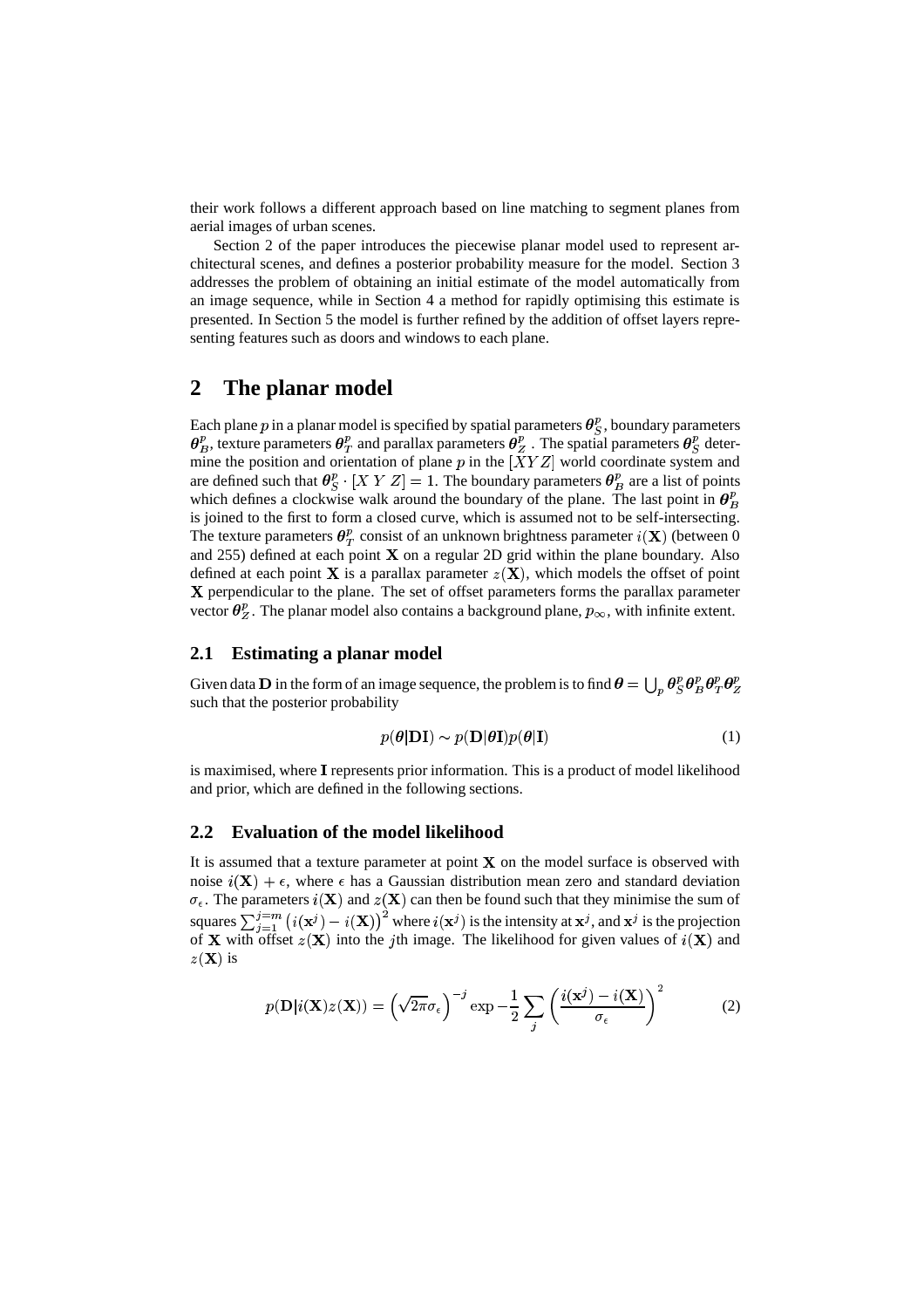their work follows a different approach based on line matching to segment planes from aerial images of urban scenes.

Section 2 of the paper introduces the piecewise planar model used to represent architectural scenes, and defines a posterior probability measure for the model. Section 3 addresses the problem of obtaining an initial estimate of the model automatically from an image sequence, while in Section 4 a method for rapidly optimising this estimate is presented. In Section 5 the model is further refined by the addition of offset layers representing features such as doors and windows to each plane.

# 2 The planar model

Each plane $p$ in a planar model is specified by spatial parameters $\boldsymbol{\theta}_S^p$, boundary parameters $\boldsymbol{\theta}_B^p$, texture parameters $\boldsymbol{\theta}_T^p$ and parallax parameters $\boldsymbol{\theta}_Z^p$ . The spatial parameters $\boldsymbol{\theta}_S^p$ determine the position and orientation of plane $p$ in the $[XYZ]$ world coordinate system and are defined such that $\boldsymbol{\theta}_S^p \cdot [X\ Y\ Z] = 1$. The boundary parameters $\boldsymbol{\theta}_B^p$ are a list of points which defines a clockwise walk around the boundary of the plane. The last point in $\boldsymbol{\theta}_B^p$ is joined to the first to form a closed curve, which is assumed not to be self-intersecting. The texture parameters $\boldsymbol{\theta}_T^p$ consist of an unknown brightness parameter $i(\mathbf{X})$ (between 0 and 255) defined at each point $\mathbf{X}$ on a regular 2D grid within the plane boundary. Also defined at each point $\mathbf{X}$ is a parallax parameter $z(\mathbf{X})$, which models the offset of point $\mathbf{X}$ perpendicular to the plane. The set of offset parameters forms the parallax parameter vector $\boldsymbol{\theta}_Z^p$. The planar model also contains a background plane, $p_\infty$, with infinite extent.

## 2.1 Estimating a planar model

Given data $\mathbf{D}$ in the form of an image sequence, the problem is to find $\boldsymbol{\theta} = \bigcup_p \boldsymbol{\theta}_S^p \boldsymbol{\theta}_B^p \boldsymbol{\theta}_T^p \boldsymbol{\theta}_Z^p$ such that the posterior probability

$$p(\boldsymbol{\theta}|\mathbf{DI}) \sim p(\mathbf{D}|\boldsymbol{\theta}\mathbf{I})p(\boldsymbol{\theta}|\mathbf{I}) \tag{1}$$

is maximised, where $\mathbf{I}$ represents prior information. This is a product of model likelihood and prior, which are defined in the following sections.

## 2.2 Evaluation of the model likelihood

It is assumed that a texture parameter at point $\mathbf{X}$ on the model surface is observed with noise $i(\mathbf{X}) + \epsilon$, where $\epsilon$ has a Gaussian distribution mean zero and standard deviation $\sigma_\epsilon$. The parameters $i(\mathbf{X})$ and $z(\mathbf{X})$ can then be found such that they minimise the sum of squares $\sum_{j=1}^{j=m} \left(i(\mathbf{x}^j) - i(\mathbf{X})\right)^2$ where $i(\mathbf{x}^j)$ is the intensity at $\mathbf{x}^j$, and $\mathbf{x}^j$ is the projection of $\mathbf{X}$ with offset $z(\mathbf{X})$ into the $j$th image. The likelihood for given values of $i(\mathbf{X})$ and $z(\mathbf{X})$ is

$$p(\mathbf{D}|i(\mathbf{X})z(\mathbf{X})) = \left(\sqrt{2\pi}\sigma_\epsilon\right)^{-j} \exp -\frac{1}{2}\sum_j \left(\frac{i(\mathbf{x}^j) - i(\mathbf{X})}{\sigma_\epsilon}\right)^2 \tag{2}$$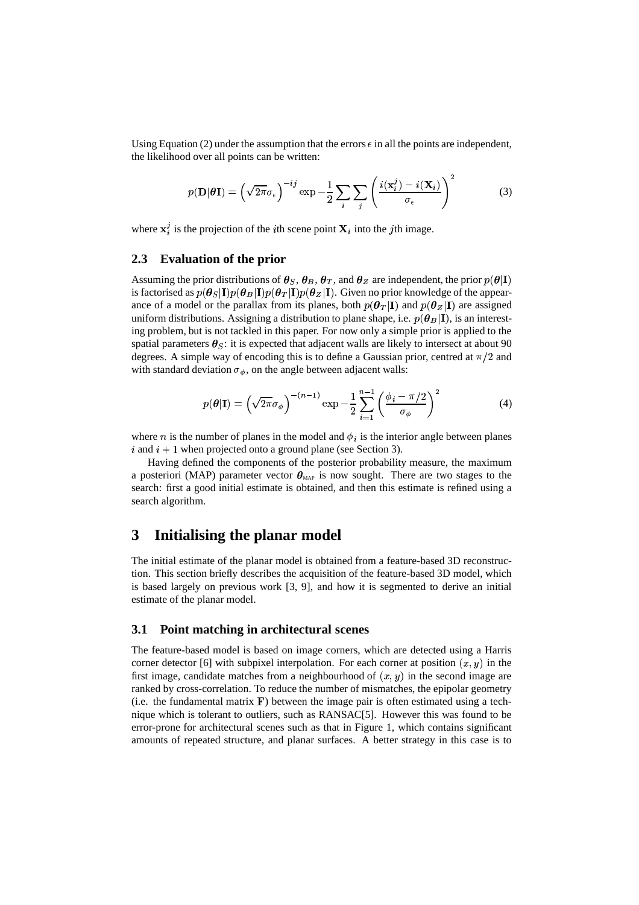Using Equation (2) under the assumption that the errors $\epsilon$ in all the points are independent, the likelihood over all points can be written:

$$p(\mathbf{D}|\boldsymbol{\theta}\mathbf{I}) = \left(\sqrt{2\pi}\sigma_\epsilon\right)^{-ij} \exp -\frac{1}{2}\sum_i \sum_j \left(\frac{i(\mathbf{x}_i^j) - i(\mathbf{X}_i)}{\sigma_\epsilon}\right)^2 \tag{3}$$

where $\mathbf{x}_i^j$ is the projection of the $i$th scene point $\mathbf{X}_i$ into the $j$th image.

### 2.3 Evaluation of the prior

Assuming the prior distributions of $\boldsymbol{\theta}_S$, $\boldsymbol{\theta}_B$, $\boldsymbol{\theta}_T$, and $\boldsymbol{\theta}_Z$ are independent, the prior $p(\boldsymbol{\theta}|\mathbf{I})$ is factorised as $p(\boldsymbol{\theta}_S|\mathbf{I})p(\boldsymbol{\theta}_B|\mathbf{I})p(\boldsymbol{\theta}_T|\mathbf{I})p(\boldsymbol{\theta}_Z|\mathbf{I})$. Given no prior knowledge of the appearance of a model or the parallax from its planes, both $p(\boldsymbol{\theta}_T|\mathbf{I})$ and $p(\boldsymbol{\theta}_Z|\mathbf{I})$ are assigned uniform distributions. Assigning a distribution to plane shape, i.e. $p(\boldsymbol{\theta}_B|\mathbf{I})$, is an interesting problem, but is not tackled in this paper. For now only a simple prior is applied to the spatial parameters $\boldsymbol{\theta}_S$: it is expected that adjacent walls are likely to intersect at about 90 degrees. A simple way of encoding this is to define a Gaussian prior, centred at $\pi/2$ and with standard deviation $\sigma_\phi$, on the angle between adjacent walls:

$$p(\boldsymbol{\theta}|\mathbf{I}) = \left(\sqrt{2\pi}\sigma_\phi\right)^{-(n-1)} \exp -\frac{1}{2}\sum_{i=1}^{n-1} \left(\frac{\phi_i - \pi/2}{\sigma_\phi}\right)^2 \tag{4}$$

where $n$ is the number of planes in the model and $\phi_i$ is the interior angle between planes $i$ and $i+1$ when projected onto a ground plane (see Section 3).

Having defined the components of the posterior probability measure, the maximum a posteriori (MAP) parameter vector $\boldsymbol{\theta}_{\text{MAP}}$ is now sought. There are two stages to the search: first a good initial estimate is obtained, and then this estimate is refined using a search algorithm.

## 3 Initialising the planar model

The initial estimate of the planar model is obtained from a feature-based 3D reconstruction. This section briefly describes the acquisition of the feature-based 3D model, which is based largely on previous work [3, 9], and how it is segmented to derive an initial estimate of the planar model.

### 3.1 Point matching in architectural scenes

The feature-based model is based on image corners, which are detected using a Harris corner detector [6] with subpixel interpolation. For each corner at position $(x, y)$ in the first image, candidate matches from a neighbourhood of $(x, y)$ in the second image are ranked by cross-correlation. To reduce the number of mismatches, the epipolar geometry (i.e. the fundamental matrix $\mathbf{F}$) between the image pair is often estimated using a technique which is tolerant to outliers, such as RANSAC[5]. However this was found to be error-prone for architectural scenes such as that in Figure 1, which contains significant amounts of repeated structure, and planar surfaces. A better strategy in this case is to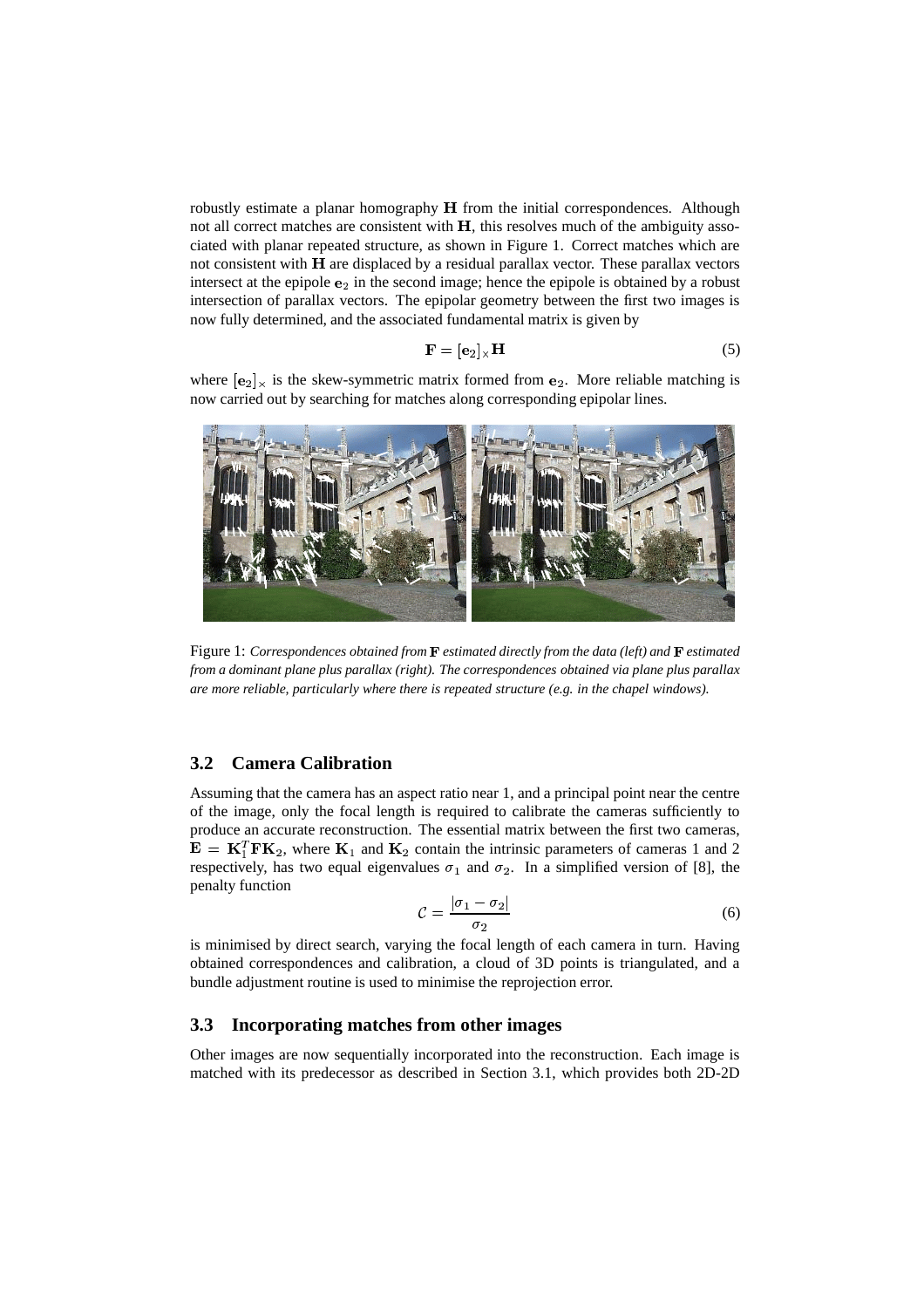robustly estimate a planar homography $\mathbf{H}$ from the initial correspondences. Although not all correct matches are consistent with $\mathbf{H}$, this resolves much of the ambiguity associated with planar repeated structure, as shown in Figure 1. Correct matches which are not consistent with $\mathbf{H}$ are displaced by a residual parallax vector. These parallax vectors intersect at the epipole $\mathbf{e}_2$ in the second image; hence the epipole is obtained by a robust intersection of parallax vectors. The epipolar geometry between the first two images is now fully determined, and the associated fundamental matrix is given by

$$\mathbf{F} = [\mathbf{e}_2]_\times \mathbf{H} \tag{5}$$

where $[\mathbf{e}_2]_\times$ is the skew-symmetric matrix formed from $\mathbf{e}_2$. More reliable matching is now carried out by searching for matches along corresponding epipolar lines.

Figure 1: *Correspondences obtained from $\mathbf{F}$ estimated directly from the data (left) and $\mathbf{F}$ estimated from a dominant plane plus parallax (right). The correspondences obtained via plane plus parallax are more reliable, particularly where there is repeated structure (e.g. in the chapel windows).*

### 3.2 Camera Calibration

Assuming that the camera has an aspect ratio near 1, and a principal point near the centre of the image, only the focal length is required to calibrate the cameras sufficiently to produce an accurate reconstruction. The essential matrix between the first two cameras, $\mathbf{E} = \mathbf{K}_1^T \mathbf{F} \mathbf{K}_2$, where $\mathbf{K}_1$ and $\mathbf{K}_2$ contain the intrinsic parameters of cameras 1 and 2 respectively, has two equal eigenvalues $\sigma_1$ and $\sigma_2$. In a simplified version of [8], the penalty function

$$\mathcal{C} = \frac{|\sigma_1 - \sigma_2|}{\sigma_2} \tag{6}$$

is minimised by direct search, varying the focal length of each camera in turn. Having obtained correspondences and calibration, a cloud of 3D points is triangulated, and a bundle adjustment routine is used to minimise the reprojection error.

### 3.3 Incorporating matches from other images

Other images are now sequentially incorporated into the reconstruction. Each image is matched with its predecessor as described in Section 3.1, which provides both 2D-2D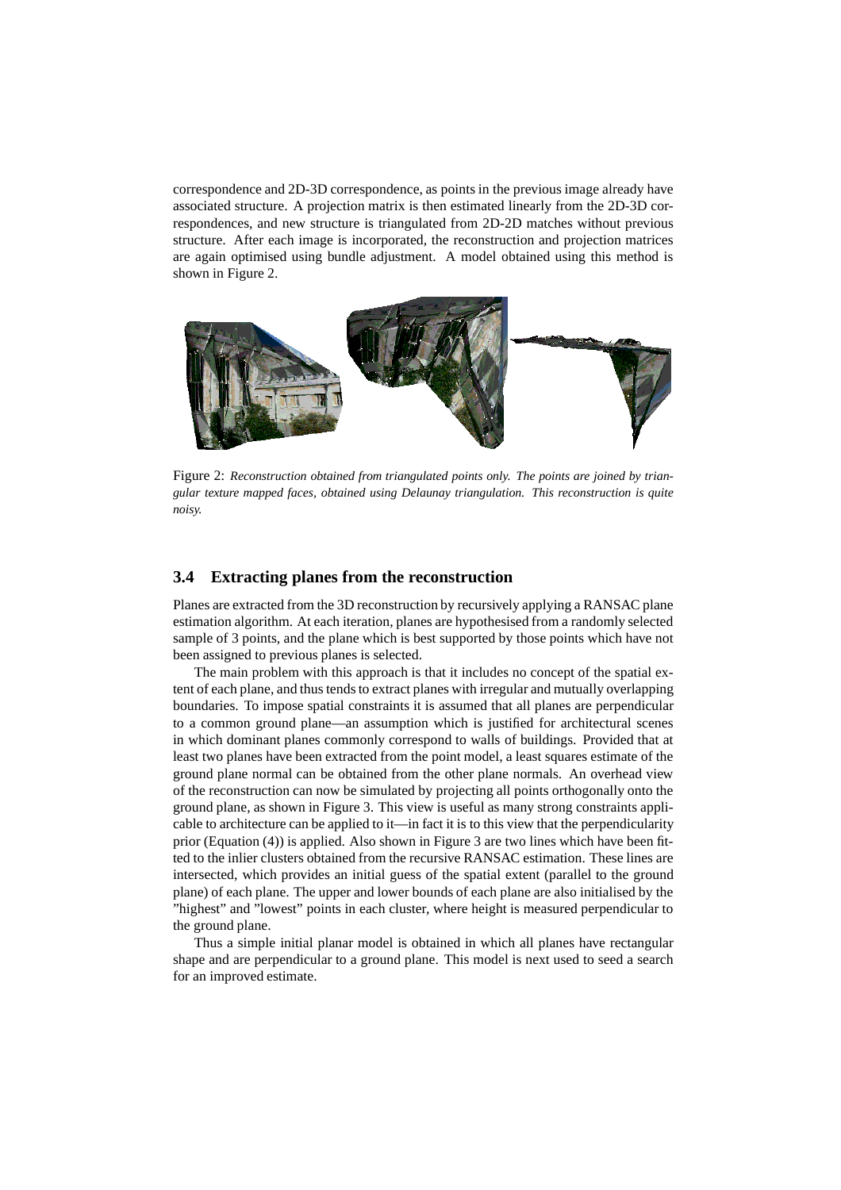correspondence and 2D-3D correspondence, as points in the previous image already have associated structure. A projection matrix is then estimated linearly from the 2D-3D correspondences, and new structure is triangulated from 2D-2D matches without previous structure. After each image is incorporated, the reconstruction and projection matrices are again optimised using bundle adjustment. A model obtained using this method is shown in Figure 2.

Figure 2: *Reconstruction obtained from triangulated points only. The points are joined by triangular texture mapped faces, obtained using Delaunay triangulation. This reconstruction is quite noisy.*

### 3.4 Extracting planes from the reconstruction

Planes are extracted from the 3D reconstruction by recursively applying a RANSAC plane estimation algorithm. At each iteration, planes are hypothesised from a randomly selected sample of 3 points, and the plane which is best supported by those points which have not been assigned to previous planes is selected.

The main problem with this approach is that it includes no concept of the spatial extent of each plane, and thus tends to extract planes with irregular and mutually overlapping boundaries. To impose spatial constraints it is assumed that all planes are perpendicular to a common ground plane—an assumption which is justified for architectural scenes in which dominant planes commonly correspond to walls of buildings. Provided that at least two planes have been extracted from the point model, a least squares estimate of the ground plane normal can be obtained from the other plane normals. An overhead view of the reconstruction can now be simulated by projecting all points orthogonally onto the ground plane, as shown in Figure 3. This view is useful as many strong constraints applicable to architecture can be applied to it—in fact it is to this view that the perpendicularity prior (Equation (4)) is applied. Also shown in Figure 3 are two lines which have been fitted to the inlier clusters obtained from the recursive RANSAC estimation. These lines are intersected, which provides an initial guess of the spatial extent (parallel to the ground plane) of each plane. The upper and lower bounds of each plane are also initialised by the "highest" and "lowest" points in each cluster, where height is measured perpendicular to the ground plane.

Thus a simple initial planar model is obtained in which all planes have rectangular shape and are perpendicular to a ground plane. This model is next used to seed a search for an improved estimate.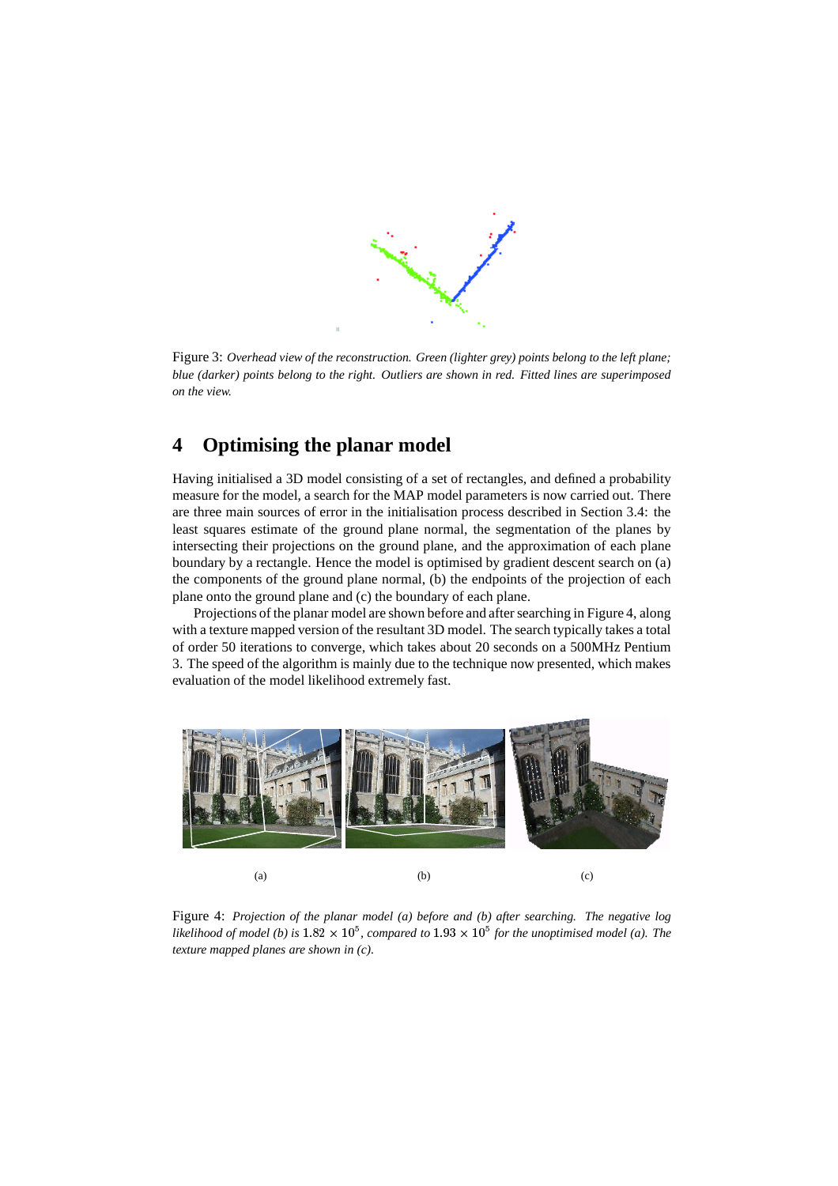Figure 3: *Overhead view of the reconstruction. Green (lighter grey) points belong to the left plane; blue (darker) points belong to the right. Outliers are shown in red. Fitted lines are superimposed on the view.*

# 4 Optimising the planar model

Having initialised a 3D model consisting of a set of rectangles, and defined a probability measure for the model, a search for the MAP model parameters is now carried out. There are three main sources of error in the initialisation process described in Section 3.4: the least squares estimate of the ground plane normal, the segmentation of the planes by intersecting their projections on the ground plane, and the approximation of each plane boundary by a rectangle. Hence the model is optimised by gradient descent search on (a) the components of the ground plane normal, (b) the endpoints of the projection of each plane onto the ground plane and (c) the boundary of each plane.

Projections of the planar model are shown before and after searching in Figure 4, along with a texture mapped version of the resultant 3D model. The search typically takes a total of order 50 iterations to converge, which takes about 20 seconds on a 500MHz Pentium 3. The speed of the algorithm is mainly due to the technique now presented, which makes evaluation of the model likelihood extremely fast.

(a) (b) (c)

Figure 4: *Projection of the planar model (a) before and (b) after searching. The negative log likelihood of model (b) is $1.82 \times 10^5$, compared to $1.93 \times 10^5$ for the unoptimised model (a). The texture mapped planes are shown in (c).*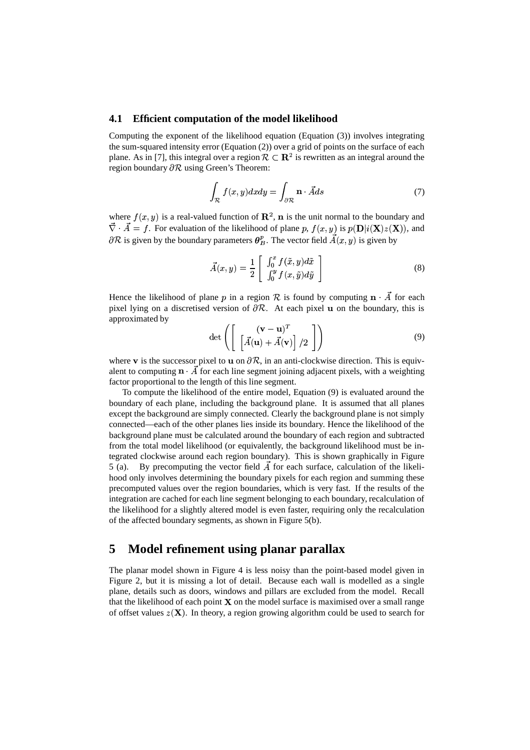### 4.1 Efficient computation of the model likelihood

Computing the exponent of the likelihood equation (Equation (3)) involves integrating the sum-squared intensity error (Equation (2)) over a grid of points on the surface of each plane. As in [7], this integral over a region $\mathcal{R} \subset \mathbf{R}^2$ is rewritten as an integral around the region boundary $\partial\mathcal{R}$ using Green's Theorem:

$$\int_{\mathcal{R}} f(x,y)dxdy = \int_{\partial\mathcal{R}} \mathbf{n} \cdot \vec{A} ds \tag{7}$$

where $f(x,y)$ is a real-valued function of $\mathbf{R}^2$, $\mathbf{n}$ is the unit normal to the boundary and $\vec{\nabla} \cdot \vec{A} = f$. For evaluation of the likelihood of plane $p$, $f(x,y)$ is $p(\mathbf{D}|i(\mathbf{X})z(\mathbf{X}))$, and $\partial\mathcal{R}$ is given by the boundary parameters $\boldsymbol{\theta}_B^p$. The vector field $\vec{A}(x,y)$ is given by

$$\vec{A}(x,y) = \frac{1}{2} \begin{bmatrix} \int_0^x f(\tilde{x},y)d\tilde{x} \\ \int_0^y f(x,\tilde{y})d\tilde{y} \end{bmatrix} \tag{8}$$

Hence the likelihood of plane $p$ in a region $\mathcal{R}$ is found by computing $\mathbf{n} \cdot \vec{A}$ for each pixel lying on a discretised version of $\partial\mathcal{R}$. At each pixel $\mathbf{u}$ on the boundary, this is approximated by

$$\det\left( \begin{bmatrix} (\mathbf{v}-\mathbf{u})^T \\ \left[\vec{A}(\mathbf{u}) + \vec{A}(\mathbf{v})\right]/2 \end{bmatrix} \right) \tag{9}$$

where $\mathbf{v}$ is the successor pixel to $\mathbf{u}$ on $\partial\mathcal{R}$, in an anti-clockwise direction. This is equivalent to computing $\mathbf{n} \cdot \vec{A}$ for each line segment joining adjacent pixels, with a weighting factor proportional to the length of this line segment.

To compute the likelihood of the entire model, Equation (9) is evaluated around the boundary of each plane, including the background plane. It is assumed that all planes except the background are simply connected. Clearly the background plane is not simply connected—each of the other planes lies inside its boundary. Hence the likelihood of the background plane must be calculated around the boundary of each region and subtracted from the total model likelihood (or equivalently, the background likelihood must be integrated clockwise around each region boundary). This is shown graphically in Figure 5 (a). By precomputing the vector field $\vec{A}$ for each surface, calculation of the likelihood only involves determining the boundary pixels for each region and summing these precomputed values over the region boundaries, which is very fast. If the results of the integration are cached for each line segment belonging to each boundary, recalculation of the likelihood for a slightly altered model is even faster, requiring only the recalculation of the affected boundary segments, as shown in Figure 5(b).

## 5 Model refinement using planar parallax

The planar model shown in Figure 4 is less noisy than the point-based model given in Figure 2, but it is missing a lot of detail. Because each wall is modelled as a single plane, details such as doors, windows and pillars are excluded from the model. Recall that the likelihood of each point $\mathbf{X}$ on the model surface is maximised over a small range of offset values $z(\mathbf{X})$. In theory, a region growing algorithm could be used to search for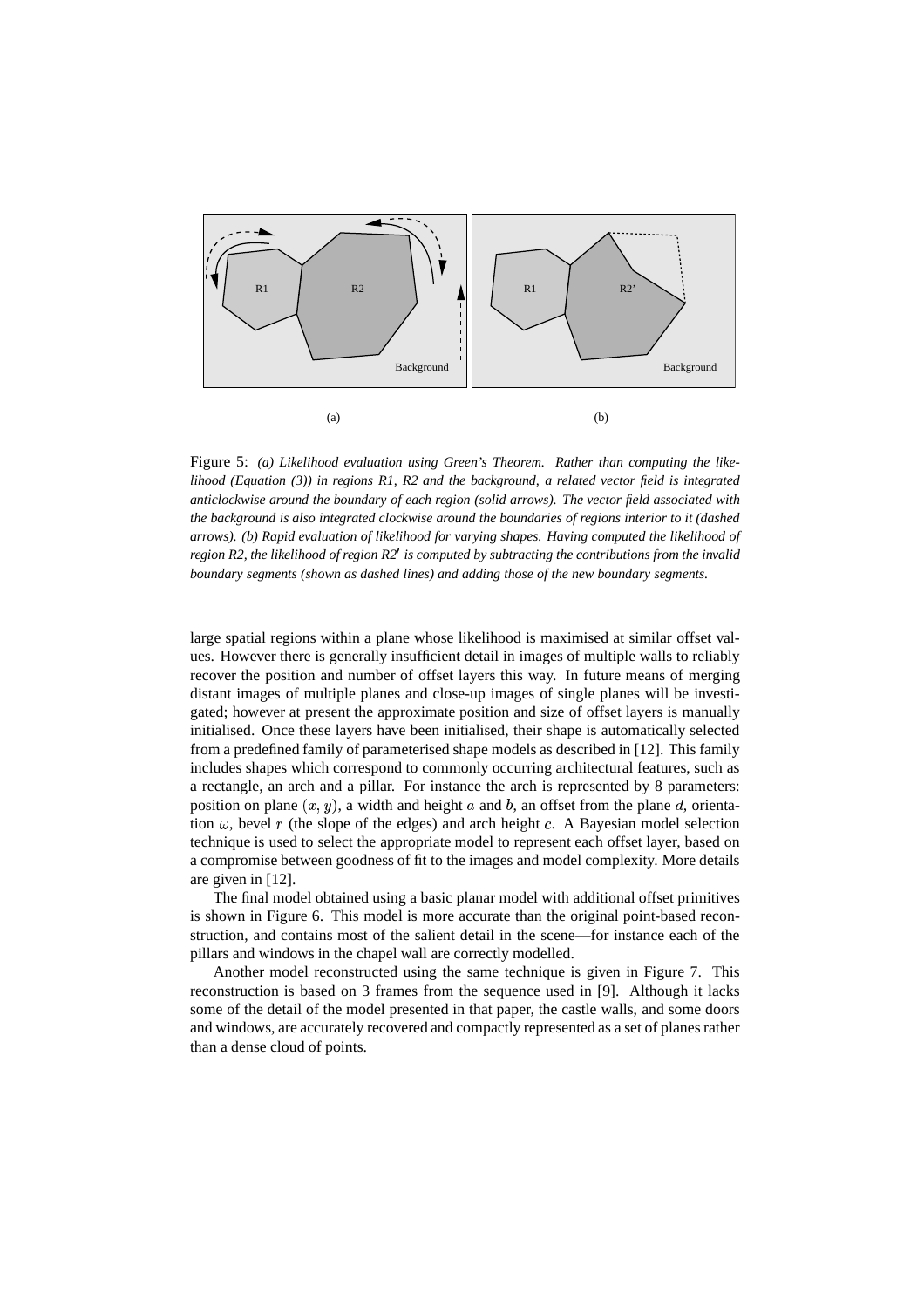Figure 5: *(a) Likelihood evaluation using Green's Theorem. Rather than computing the likelihood (Equation (3)) in regions R1, R2 and the background, a related vector field is integrated anticlockwise around the boundary of each region (solid arrows). The vector field associated with the background is also integrated clockwise around the boundaries of regions interior to it (dashed arrows). (b) Rapid evaluation of likelihood for varying shapes. Having computed the likelihood of region R2, the likelihood of region R2′ is computed by subtracting the contributions from the invalid boundary segments (shown as dashed lines) and adding those of the new boundary segments.*

large spatial regions within a plane whose likelihood is maximised at similar offset values. However there is generally insufficient detail in images of multiple walls to reliably recover the position and number of offset layers this way. In future means of merging distant images of multiple planes and close-up images of single planes will be investigated; however at present the approximate position and size of offset layers is manually initialised. Once these layers have been initialised, their shape is automatically selected from a predefined family of parameterised shape models as described in [12]. This family includes shapes which correspond to commonly occurring architectural features, such as a rectangle, an arch and a pillar. For instance the arch is represented by 8 parameters: position on plane $(x, y)$, a width and height $a$ and $b$, an offset from the plane $d$, orientation $\omega$, bevel $r$ (the slope of the edges) and arch height $c$. A Bayesian model selection technique is used to select the appropriate model to represent each offset layer, based on a compromise between goodness of fit to the images and model complexity. More details are given in [12].

The final model obtained using a basic planar model with additional offset primitives is shown in Figure 6. This model is more accurate than the original point-based reconstruction, and contains most of the salient detail in the scene—for instance each of the pillars and windows in the chapel wall are correctly modelled.

Another model reconstructed using the same technique is given in Figure 7. This reconstruction is based on 3 frames from the sequence used in [9]. Although it lacks some of the detail of the model presented in that paper, the castle walls, and some doors and windows, are accurately recovered and compactly represented as a set of planes rather than a dense cloud of points.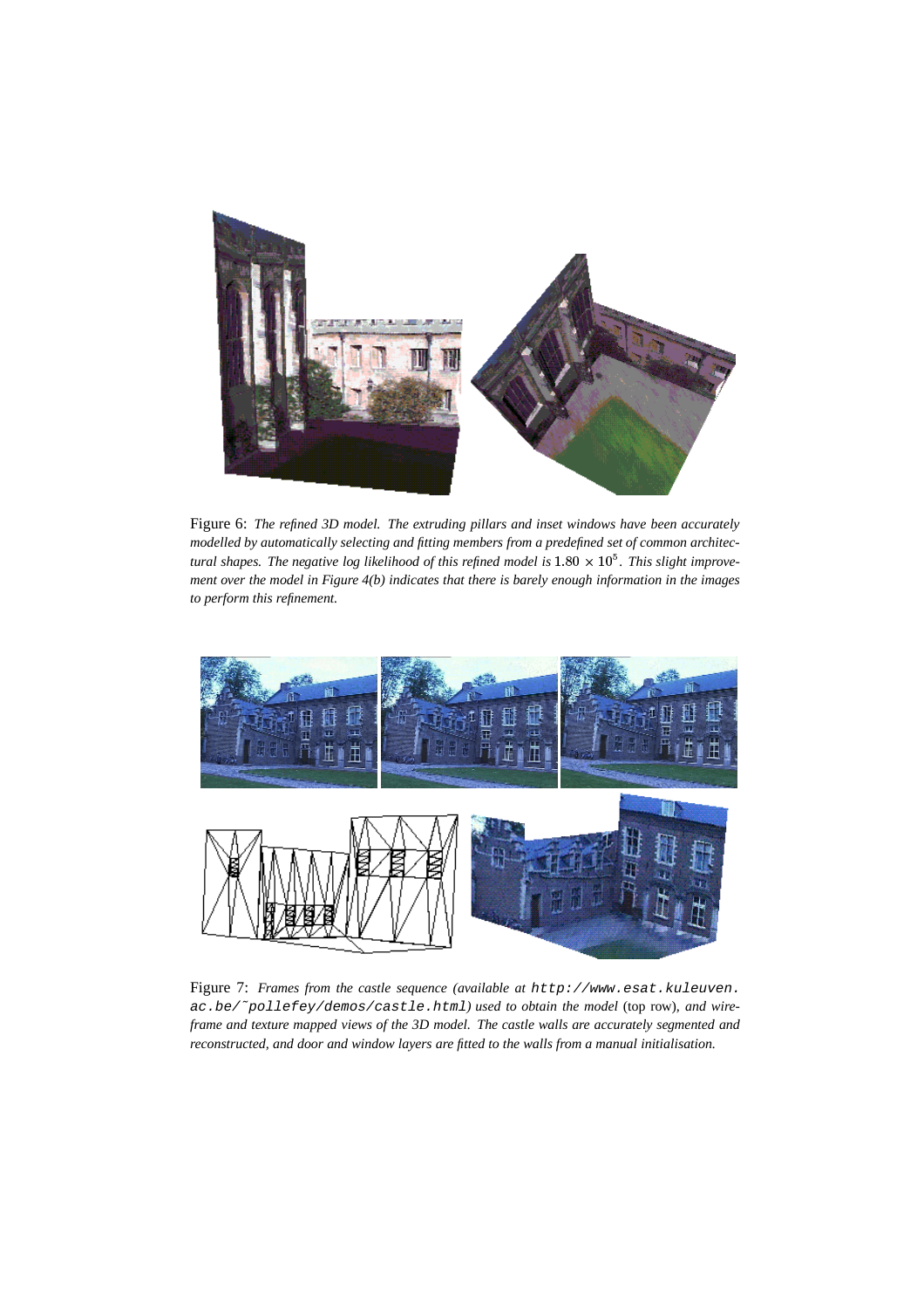Figure 6: *The refined 3D model. The extruding pillars and inset windows have been accurately modelled by automatically selecting and fitting members from a predefined set of common architectural shapes. The negative log likelihood of this refined model is* $1.80 \times 10^5$*. This slight improvement over the model in Figure 4(b) indicates that there is barely enough information in the images to perform this refinement.*

Figure 7: *Frames from the castle sequence (available at* `http://www.esat.kuleuven.ac.be/~pollefey/demos/castle.html`*) used to obtain the model* (top row)*, and wire-frame and texture mapped views of the 3D model. The castle walls are accurately segmented and reconstructed, and door and window layers are fitted to the walls from a manual initialisation.*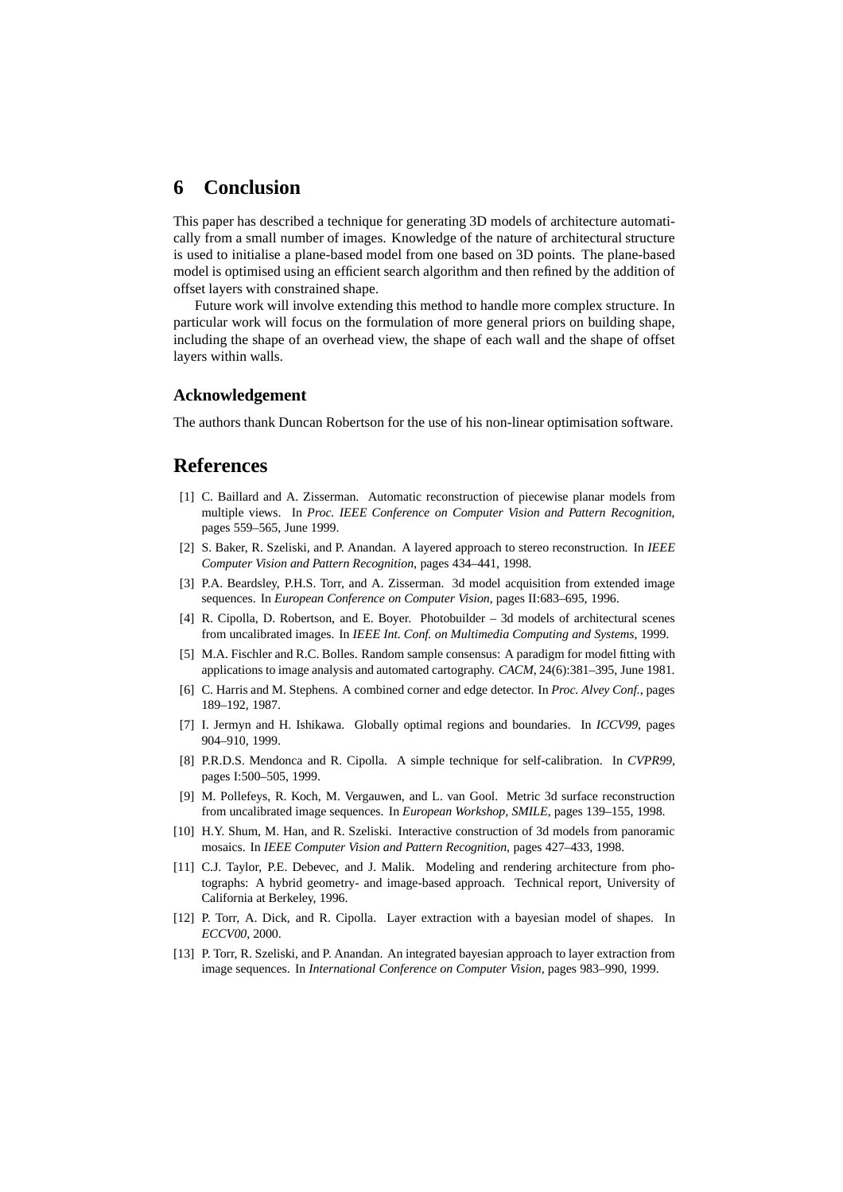# 6 Conclusion

This paper has described a technique for generating 3D models of architecture automatically from a small number of images. Knowledge of the nature of architectural structure is used to initialise a plane-based model from one based on 3D points. The plane-based model is optimised using an efficient search algorithm and then refined by the addition of offset layers with constrained shape.

Future work will involve extending this method to handle more complex structure. In particular work will focus on the formulation of more general priors on building shape, including the shape of an overhead view, the shape of each wall and the shape of offset layers within walls.

### Acknowledgement

The authors thank Duncan Robertson for the use of his non-linear optimisation software.

## References

[1] C. Baillard and A. Zisserman. Automatic reconstruction of piecewise planar models from multiple views. In *Proc. IEEE Conference on Computer Vision and Pattern Recognition*, pages 559–565, June 1999.

[2] S. Baker, R. Szeliski, and P. Anandan. A layered approach to stereo reconstruction. In *IEEE Computer Vision and Pattern Recognition*, pages 434–441, 1998.

[3] P.A. Beardsley, P.H.S. Torr, and A. Zisserman. 3d model acquisition from extended image sequences. In *European Conference on Computer Vision*, pages II:683–695, 1996.

[4] R. Cipolla, D. Robertson, and E. Boyer. Photobuilder – 3d models of architectural scenes from uncalibrated images. In *IEEE Int. Conf. on Multimedia Computing and Systems*, 1999.

[5] M.A. Fischler and R.C. Bolles. Random sample consensus: A paradigm for model fitting with applications to image analysis and automated cartography. *CACM*, 24(6):381–395, June 1981.

[6] C. Harris and M. Stephens. A combined corner and edge detector. In *Proc. Alvey Conf.*, pages 189–192, 1987.

[7] I. Jermyn and H. Ishikawa. Globally optimal regions and boundaries. In *ICCV99*, pages 904–910, 1999.

[8] P.R.D.S. Mendonca and R. Cipolla. A simple technique for self-calibration. In *CVPR99*, pages I:500–505, 1999.

[9] M. Pollefeys, R. Koch, M. Vergauwen, and L. van Gool. Metric 3d surface reconstruction from uncalibrated image sequences. In *European Workshop, SMILE*, pages 139–155, 1998.

[10] H.Y. Shum, M. Han, and R. Szeliski. Interactive construction of 3d models from panoramic mosaics. In *IEEE Computer Vision and Pattern Recognition*, pages 427–433, 1998.

[11] C.J. Taylor, P.E. Debevec, and J. Malik. Modeling and rendering architecture from photographs: A hybrid geometry- and image-based approach. Technical report, University of California at Berkeley, 1996.

[12] P. Torr, A. Dick, and R. Cipolla. Layer extraction with a bayesian model of shapes. In *ECCV00*, 2000.

[13] P. Torr, R. Szeliski, and P. Anandan. An integrated bayesian approach to layer extraction from image sequences. In *International Conference on Computer Vision*, pages 983–990, 1999.